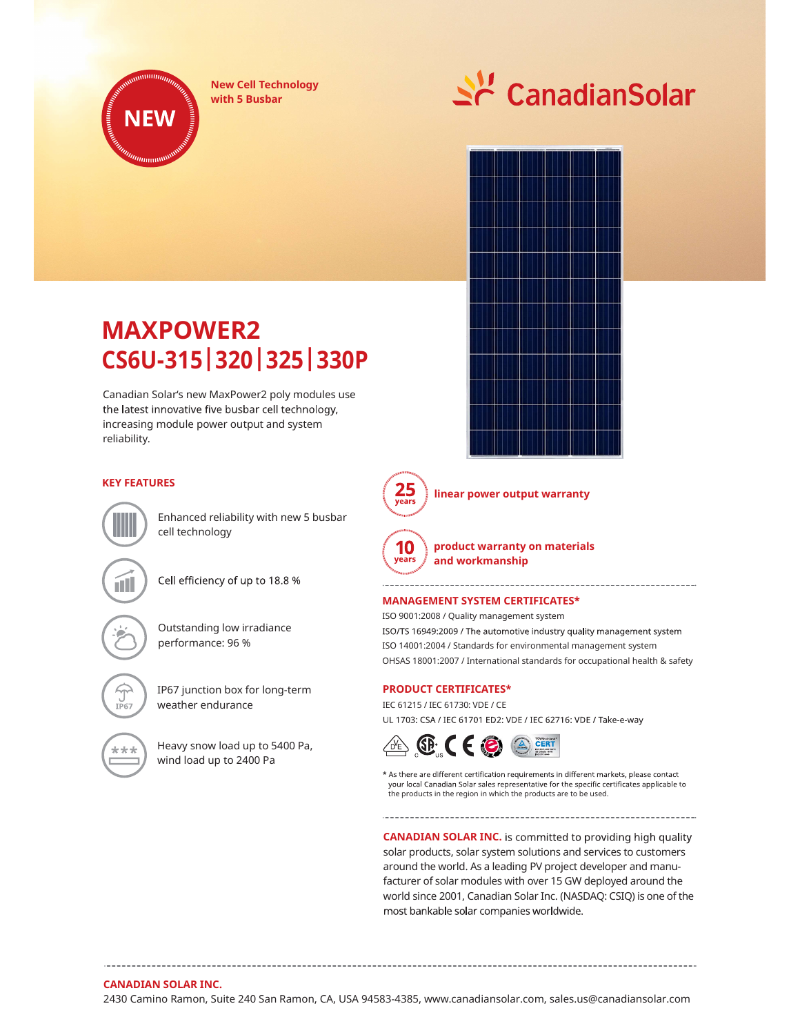NEW

New Cell Technology with 5 Busbar

CanadianSolar

# MAXPOWER2
# CS6U-315|320|325|330P

Canadian Solar's new MaxPower2 poly modules use the latest innovative five busbar cell technology, increasing module power output and system reliability.

## KEY FEATURES

- Enhanced reliability with new 5 busbar cell technology
- Cell efficiency of up to 18.8 %
- Outstanding low irradiance performance: 96 %
- IP67 junction box for long-term weather endurance
- Heavy snow load up to 5400 Pa, wind load up to 2400 Pa

**25 years** linear power output warranty

**10 years** product warranty on materials and workmanship

## MANAGEMENT SYSTEM CERTIFICATES*

ISO 9001:2008 / Quality management system
ISO/TS 16949:2009 / The automotive industry quality management system
ISO 14001:2004 / Standards for environmental management system
OHSAS 18001:2007 / International standards for occupational health & safety

## PRODUCT CERTIFICATES*

IEC 61215 / IEC 61730: VDE / CE
UL 1703: CSA / IEC 61701 ED2: VDE / IEC 62716: VDE / Take-e-way

* As there are different certification requirements in different markets, please contact your local Canadian Solar sales representative for the specific certificates applicable to the products in the region in which the products are to be used.

**CANADIAN SOLAR INC.** is committed to providing high quality solar products, solar system solutions and services to customers around the world. As a leading PV project developer and manufacturer of solar modules with over 15 GW deployed around the world since 2001, Canadian Solar Inc. (NASDAQ: CSIQ) is one of the most bankable solar companies worldwide.

**CANADIAN SOLAR INC.**
2430 Camino Ramon, Suite 240 San Ramon, CA, USA 94583-4385, www.canadiansolar.com, sales.us@canadiansolar.com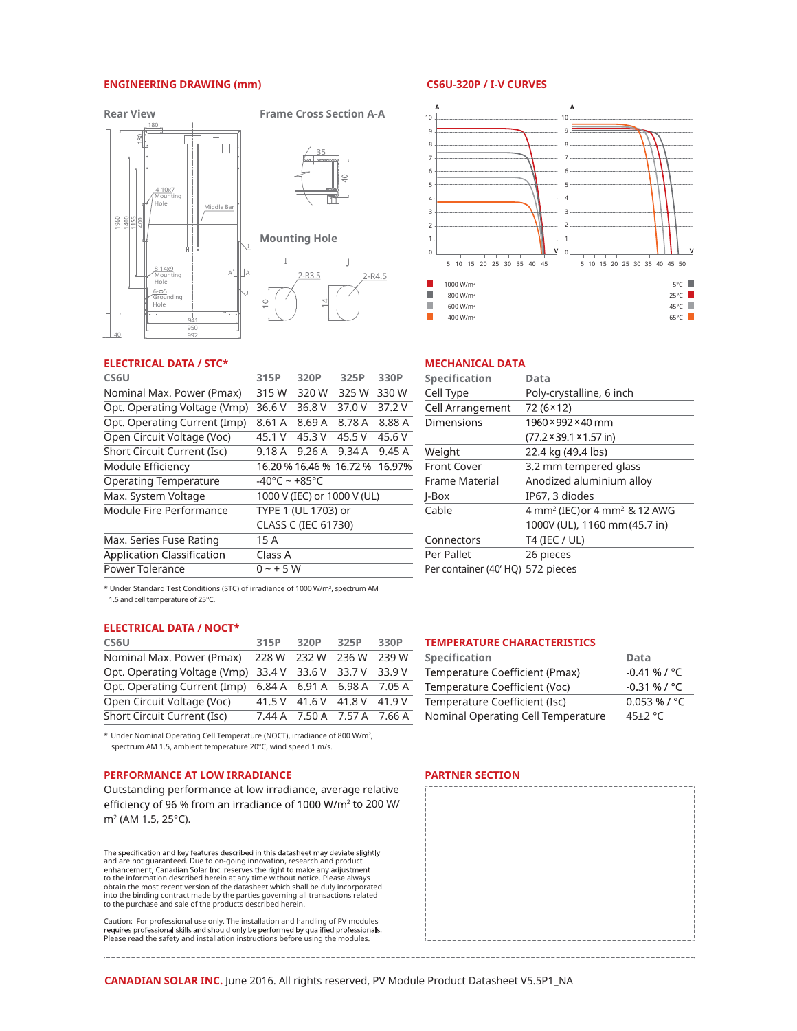## ENGINEERING DRAWING (mm)

Rear View

Frame Cross Section A-A

Mounting Hole

180
180
4-10x7 Mounting Hole
Middle Bar
1960
1400
1155
400
8-14x9 Mounting Hole
6-Φ5 Grounding Hole
A
A
941
950
992
40
35
40
I
J
2-R3.5
2-R4.5
10
14

## CS6U-320P / I-V CURVES

A
10
9
8
7
6
5
4
3
2
1
0
5 10 15 20 25 30 35 40 45
V

A
10
9
8
7
6
5
4
3
2
1
0
5 10 15 20 25 30 35 40 45 50
V

1000 W/m²
800 W/m²
600 W/m²
400 W/m²

5°C
25°C
45°C
65°C

## ELECTRICAL DATA / STC*

| CS6U | 315P | 320P | 325P | 330P |
|---|---|---|---|---|
| Nominal Max. Power (Pmax) | 315 W | 320 W | 325 W | 330 W |
| Opt. Operating Voltage (Vmp) | 36.6 V | 36.8 V | 37.0 V | 37.2 V |
| Opt. Operating Current (Imp) | 8.61 A | 8.69 A | 8.78 A | 8.88 A |
| Open Circuit Voltage (Voc) | 45.1 V | 45.3 V | 45.5 V | 45.6 V |
| Short Circuit Current (Isc) | 9.18 A | 9.26 A | 9.34 A | 9.45 A |
| Module Efficiency | 16.20 % | 16.46 % | 16.72 % | 16.97% |
| Operating Temperature | -40°C ~ +85°C | | | |
| Max. System Voltage | 1000 V (IEC) or 1000 V (UL) | | | |
| Module Fire Performance | TYPE 1 (UL 1703) or CLASS C (IEC 61730) | | | |
| Max. Series Fuse Rating | 15 A | | | |
| Application Classification | Class A | | | |
| Power Tolerance | 0 ~ + 5 W | | | |

* Under Standard Test Conditions (STC) of irradiance of 1000 W/m², spectrum AM 1.5 and cell temperature of 25°C.

## MECHANICAL DATA

| Specification | Data |
|---|---|
| Cell Type | Poly-crystalline, 6 inch |
| Cell Arrangement | 72 (6×12) |
| Dimensions | 1960×992×40 mm (77.2×39.1×1.57 in) |
| Weight | 22.4 kg (49.4 lbs) |
| Front Cover | 3.2 mm tempered glass |
| Frame Material | Anodized aluminium alloy |
| J-Box | IP67, 3 diodes |
| Cable | 4 mm² (IEC) or 4 mm² & 12 AWG 1000V (UL), 1160 mm (45.7 in) |
| Connectors | T4 (IEC / UL) |
| Per Pallet | 26 pieces |
| Per container (40' HQ) | 572 pieces |

## ELECTRICAL DATA / NOCT*

| CS6U | 315P | 320P | 325P | 330P |
|---|---|---|---|---|
| Nominal Max. Power (Pmax) | 228 W | 232 W | 236 W | 239 W |
| Opt. Operating Voltage (Vmp) | 33.4 V | 33.6 V | 33.7 V | 33.9 V |
| Opt. Operating Current (Imp) | 6.84 A | 6.91 A | 6.98 A | 7.05 A |
| Open Circuit Voltage (Voc) | 41.5 V | 41.6 V | 41.8 V | 41.9 V |
| Short Circuit Current (Isc) | 7.44 A | 7.50 A | 7.57 A | 7.66 A |

* Under Nominal Operating Cell Temperature (NOCT), irradiance of 800 W/m², spectrum AM 1.5, ambient temperature 20°C, wind speed 1 m/s.

## TEMPERATURE CHARACTERISTICS

| Specification | Data |
|---|---|
| Temperature Coefficient (Pmax) | -0.41 % / °C |
| Temperature Coefficient (Voc) | -0.31 % / °C |
| Temperature Coefficient (Isc) | 0.053 % / °C |
| Nominal Operating Cell Temperature | 45±2 °C |

## PERFORMANCE AT LOW IRRADIANCE

Outstanding performance at low irradiance, average relative efficiency of 96 % from an irradiance of 1000 W/m² to 200 W/m² (AM 1.5, 25°C).

The specification and key features described in this datasheet may deviate slightly and are not guaranteed. Due to on-going innovation, research and product enhancement, Canadian Solar Inc. reserves the right to make any adjustment to the information described herein at any time without notice. Please always obtain the most recent version of the datasheet which shall be duly incorporated into the binding contract made by the parties governing all transactions related to the purchase and sale of the products described herein.

Caution: For professional use only. The installation and handling of PV modules requires professional skills and should only be performed by qualified professionals. Please read the safety and installation instructions before using the modules.

## PARTNER SECTION

**CANADIAN SOLAR INC.** June 2016. All rights reserved, PV Module Product Datasheet V5.5P1_NA